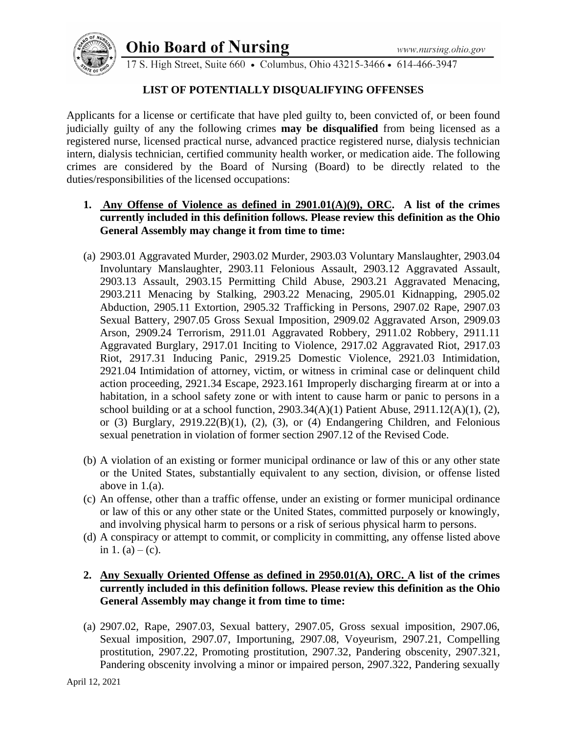# Ohio Board of Nursing

www.nursing.ohio.gov

17 S. High Street, Suite 660 • Columbus, Ohio 43215-3466 • 614-466-3947

## LIST OF POTENTIALLY DISQUALIFYING OFFENSES

Applicants for a license or certificate that have pled guilty to, been convicted of, or been found judicially guilty of any the following crimes **may be disqualified** from being licensed as a registered nurse, licensed practical nurse, advanced practice registered nurse, dialysis technician intern, dialysis technician, certified community health worker, or medication aide. The following crimes are considered by the Board of Nursing (Board) to be directly related to the duties/responsibilities of the licensed occupations:

1. **Any Offense of Violence as defined in 2901.01(A)(9), ORC. A list of the crimes currently included in this definition follows. Please review this definition as the Ohio General Assembly may change it from time to time:**

   (a) 2903.01 Aggravated Murder, 2903.02 Murder, 2903.03 Voluntary Manslaughter, 2903.04 Involuntary Manslaughter, 2903.11 Felonious Assault, 2903.12 Aggravated Assault, 2903.13 Assault, 2903.15 Permitting Child Abuse, 2903.21 Aggravated Menacing, 2903.211 Menacing by Stalking, 2903.22 Menacing, 2905.01 Kidnapping, 2905.02 Abduction, 2905.11 Extortion, 2905.32 Trafficking in Persons, 2907.02 Rape, 2907.03 Sexual Battery, 2907.05 Gross Sexual Imposition, 2909.02 Aggravated Arson, 2909.03 Arson, 2909.24 Terrorism, 2911.01 Aggravated Robbery, 2911.02 Robbery, 2911.11 Aggravated Burglary, 2917.01 Inciting to Violence, 2917.02 Aggravated Riot, 2917.03 Riot, 2917.31 Inducing Panic, 2919.25 Domestic Violence, 2921.03 Intimidation, 2921.04 Intimidation of attorney, victim, or witness in criminal case or delinquent child action proceeding, 2921.34 Escape, 2923.161 Improperly discharging firearm at or into a habitation, in a school safety zone or with intent to cause harm or panic to persons in a school building or at a school function, 2903.34(A)(1) Patient Abuse, 2911.12(A)(1), (2), or (3) Burglary, 2919.22(B)(1), (2), (3), or (4) Endangering Children, and Felonious sexual penetration in violation of former section 2907.12 of the Revised Code.

   (b) A violation of an existing or former municipal ordinance or law of this or any other state or the United States, substantially equivalent to any section, division, or offense listed above in 1.(a).

   (c) An offense, other than a traffic offense, under an existing or former municipal ordinance or law of this or any other state or the United States, committed purposely or knowingly, and involving physical harm to persons or a risk of serious physical harm to persons.

   (d) A conspiracy or attempt to commit, or complicity in committing, any offense listed above in 1. (a) – (c).

2. **Any Sexually Oriented Offense as defined in 2950.01(A), ORC. A list of the crimes currently included in this definition follows. Please review this definition as the Ohio General Assembly may change it from time to time:**

   (a) 2907.02, Rape, 2907.03, Sexual battery, 2907.05, Gross sexual imposition, 2907.06, Sexual imposition, 2907.07, Importuning, 2907.08, Voyeurism, 2907.21, Compelling prostitution, 2907.22, Promoting prostitution, 2907.32, Pandering obscenity, 2907.321, Pandering obscenity involving a minor or impaired person, 2907.322, Pandering sexually

April 12, 2021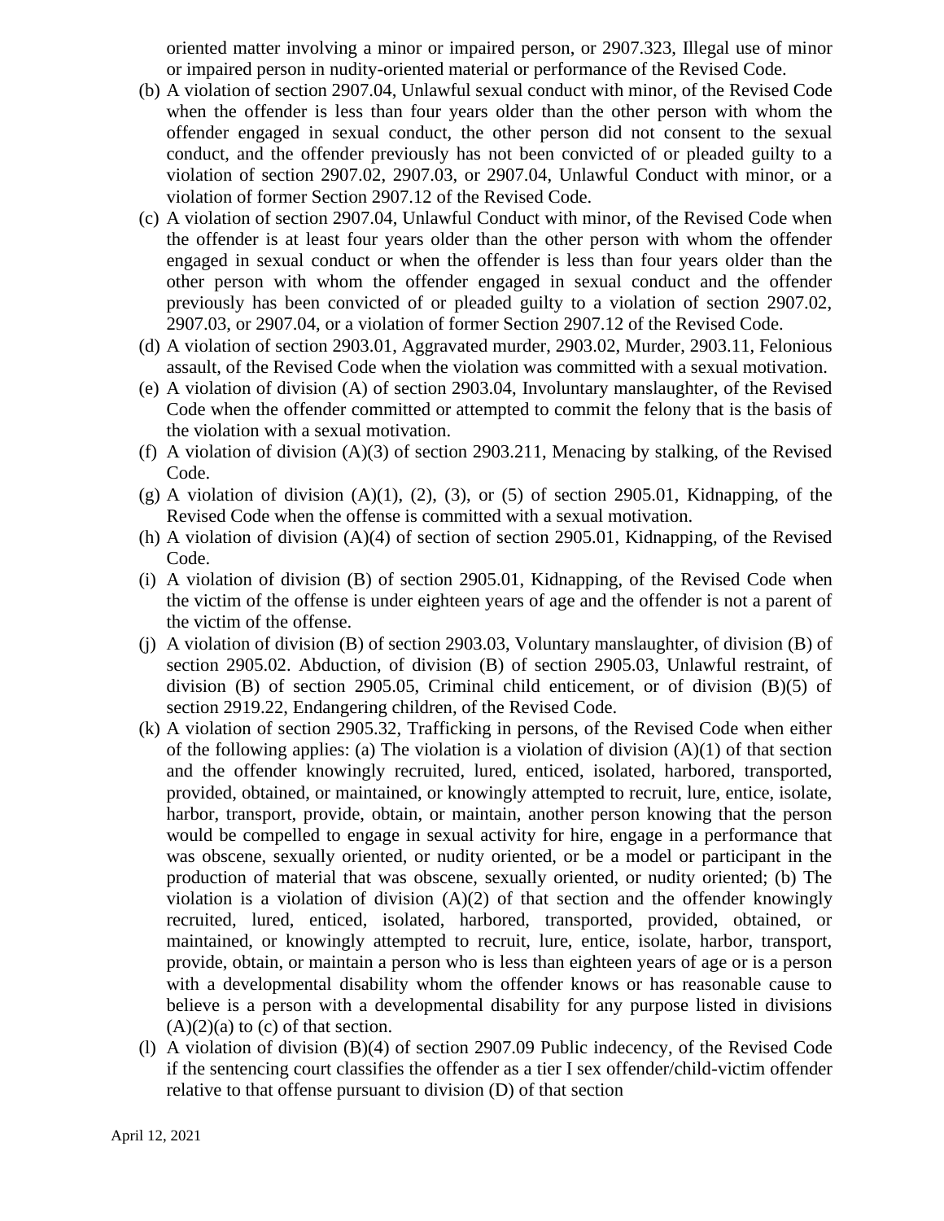oriented matter involving a minor or impaired person, or 2907.323, Illegal use of minor or impaired person in nudity-oriented material or performance of the Revised Code.

(b) A violation of section 2907.04, Unlawful sexual conduct with minor, of the Revised Code when the offender is less than four years older than the other person with whom the offender engaged in sexual conduct, the other person did not consent to the sexual conduct, and the offender previously has not been convicted of or pleaded guilty to a violation of section 2907.02, 2907.03, or 2907.04, Unlawful Conduct with minor, or a violation of former Section 2907.12 of the Revised Code.

(c) A violation of section 2907.04, Unlawful Conduct with minor, of the Revised Code when the offender is at least four years older than the other person with whom the offender engaged in sexual conduct or when the offender is less than four years older than the other person with whom the offender engaged in sexual conduct and the offender previously has been convicted of or pleaded guilty to a violation of section 2907.02, 2907.03, or 2907.04, or a violation of former Section 2907.12 of the Revised Code.

(d) A violation of section 2903.01, Aggravated murder, 2903.02, Murder, 2903.11, Felonious assault, of the Revised Code when the violation was committed with a sexual motivation.

(e) A violation of division (A) of section 2903.04, Involuntary manslaughter, of the Revised Code when the offender committed or attempted to commit the felony that is the basis of the violation with a sexual motivation.

(f) A violation of division (A)(3) of section 2903.211, Menacing by stalking, of the Revised Code.

(g) A violation of division (A)(1), (2), (3), or (5) of section 2905.01, Kidnapping, of the Revised Code when the offense is committed with a sexual motivation.

(h) A violation of division (A)(4) of section of section 2905.01, Kidnapping, of the Revised Code.

(i) A violation of division (B) of section 2905.01, Kidnapping, of the Revised Code when the victim of the offense is under eighteen years of age and the offender is not a parent of the victim of the offense.

(j) A violation of division (B) of section 2903.03, Voluntary manslaughter, of division (B) of section 2905.02. Abduction, of division (B) of section 2905.03, Unlawful restraint, of division (B) of section 2905.05, Criminal child enticement, or of division (B)(5) of section 2919.22, Endangering children, of the Revised Code.

(k) A violation of section 2905.32, Trafficking in persons, of the Revised Code when either of the following applies: (a) The violation is a violation of division (A)(1) of that section and the offender knowingly recruited, lured, enticed, isolated, harbored, transported, provided, obtained, or maintained, or knowingly attempted to recruit, lure, entice, isolate, harbor, transport, provide, obtain, or maintain, another person knowing that the person would be compelled to engage in sexual activity for hire, engage in a performance that was obscene, sexually oriented, or nudity oriented, or be a model or participant in the production of material that was obscene, sexually oriented, or nudity oriented; (b) The violation is a violation of division (A)(2) of that section and the offender knowingly recruited, lured, enticed, isolated, harbored, transported, provided, obtained, or maintained, or knowingly attempted to recruit, lure, entice, isolate, harbor, transport, provide, obtain, or maintain a person who is less than eighteen years of age or is a person with a developmental disability whom the offender knows or has reasonable cause to believe is a person with a developmental disability for any purpose listed in divisions (A)(2)(a) to (c) of that section.

(l) A violation of division (B)(4) of section 2907.09 Public indecency, of the Revised Code if the sentencing court classifies the offender as a tier I sex offender/child-victim offender relative to that offense pursuant to division (D) of that section

April 12, 2021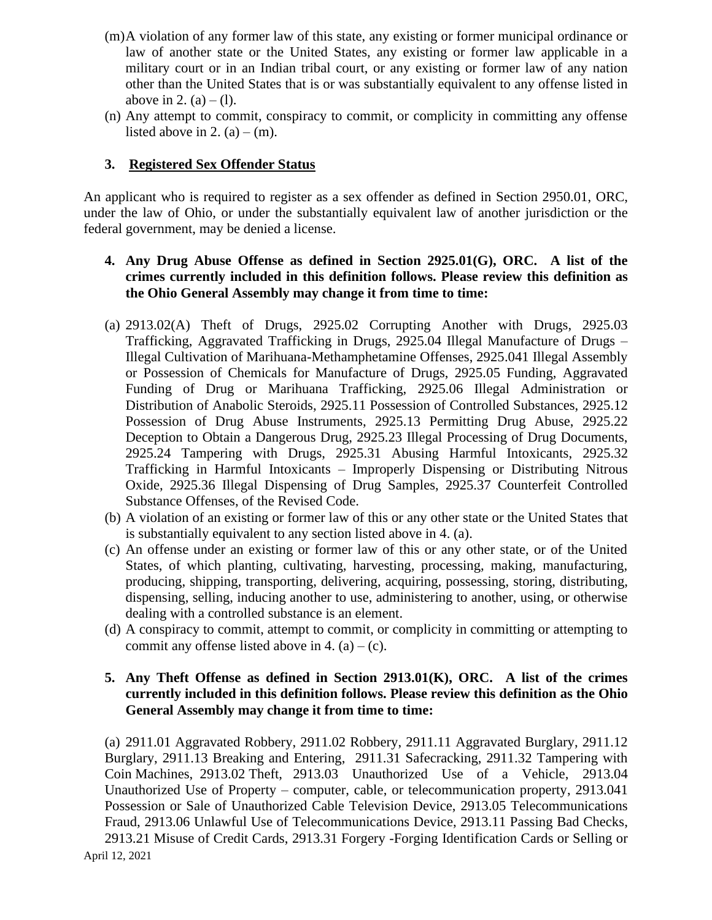(m) A violation of any former law of this state, any existing or former municipal ordinance or law of another state or the United States, any existing or former law applicable in a military court or in an Indian tribal court, or any existing or former law of any nation other than the United States that is or was substantially equivalent to any offense listed in above in 2. (a) – (l).

(n) Any attempt to commit, conspiracy to commit, or complicity in committing any offense listed above in 2. (a) – (m).

### 3. Registered Sex Offender Status

An applicant who is required to register as a sex offender as defined in Section 2950.01, ORC, under the law of Ohio, or under the substantially equivalent law of another jurisdiction or the federal government, may be denied a license.

### 4. Any Drug Abuse Offense as defined in Section 2925.01(G), ORC. A list of the crimes currently included in this definition follows. Please review this definition as the Ohio General Assembly may change it from time to time:

(a) 2913.02(A) Theft of Drugs, 2925.02 Corrupting Another with Drugs, 2925.03 Trafficking, Aggravated Trafficking in Drugs, 2925.04 Illegal Manufacture of Drugs – Illegal Cultivation of Marihuana-Methamphetamine Offenses, 2925.041 Illegal Assembly or Possession of Chemicals for Manufacture of Drugs, 2925.05 Funding, Aggravated Funding of Drug or Marihuana Trafficking, 2925.06 Illegal Administration or Distribution of Anabolic Steroids, 2925.11 Possession of Controlled Substances, 2925.12 Possession of Drug Abuse Instruments, 2925.13 Permitting Drug Abuse, 2925.22 Deception to Obtain a Dangerous Drug, 2925.23 Illegal Processing of Drug Documents, 2925.24 Tampering with Drugs, 2925.31 Abusing Harmful Intoxicants, 2925.32 Trafficking in Harmful Intoxicants – Improperly Dispensing or Distributing Nitrous Oxide, 2925.36 Illegal Dispensing of Drug Samples, 2925.37 Counterfeit Controlled Substance Offenses, of the Revised Code.

(b) A violation of an existing or former law of this or any other state or the United States that is substantially equivalent to any section listed above in 4. (a).

(c) An offense under an existing or former law of this or any other state, or of the United States, of which planting, cultivating, harvesting, processing, making, manufacturing, producing, shipping, transporting, delivering, acquiring, possessing, storing, distributing, dispensing, selling, inducing another to use, administering to another, using, or otherwise dealing with a controlled substance is an element.

(d) A conspiracy to commit, attempt to commit, or complicity in committing or attempting to commit any offense listed above in 4. (a) – (c).

### 5. Any Theft Offense as defined in Section 2913.01(K), ORC. A list of the crimes currently included in this definition follows. Please review this definition as the Ohio General Assembly may change it from time to time:

(a) 2911.01 Aggravated Robbery, 2911.02 Robbery, 2911.11 Aggravated Burglary, 2911.12 Burglary, 2911.13 Breaking and Entering, 2911.31 Safecracking, 2911.32 Tampering with Coin Machines, 2913.02 Theft, 2913.03 Unauthorized Use of a Vehicle, 2913.04 Unauthorized Use of Property – computer, cable, or telecommunication property, 2913.041 Possession or Sale of Unauthorized Cable Television Device, 2913.05 Telecommunications Fraud, 2913.06 Unlawful Use of Telecommunications Device, 2913.11 Passing Bad Checks, 2913.21 Misuse of Credit Cards, 2913.31 Forgery -Forging Identification Cards or Selling or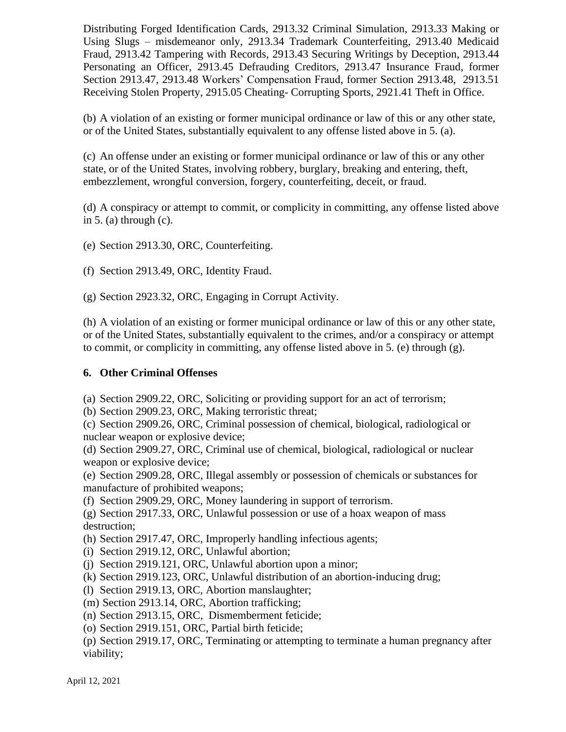Distributing Forged Identification Cards, 2913.32 Criminal Simulation, 2913.33 Making or Using Slugs – misdemeanor only, 2913.34 Trademark Counterfeiting, 2913.40 Medicaid Fraud, 2913.42 Tampering with Records, 2913.43 Securing Writings by Deception, 2913.44 Personating an Officer, 2913.45 Defrauding Creditors, 2913.47 Insurance Fraud, former Section 2913.47, 2913.48 Workers' Compensation Fraud, former Section 2913.48, 2913.51 Receiving Stolen Property, 2915.05 Cheating- Corrupting Sports, 2921.41 Theft in Office.

(b) A violation of an existing or former municipal ordinance or law of this or any other state, or of the United States, substantially equivalent to any offense listed above in 5. (a).

(c) An offense under an existing or former municipal ordinance or law of this or any other state, or of the United States, involving robbery, burglary, breaking and entering, theft, embezzlement, wrongful conversion, forgery, counterfeiting, deceit, or fraud.

(d) A conspiracy or attempt to commit, or complicity in committing, any offense listed above in 5. (a) through (c).

(e) Section 2913.30, ORC, Counterfeiting.

(f) Section 2913.49, ORC, Identity Fraud.

(g) Section 2923.32, ORC, Engaging in Corrupt Activity.

(h) A violation of an existing or former municipal ordinance or law of this or any other state, or of the United States, substantially equivalent to the crimes, and/or a conspiracy or attempt to commit, or complicity in committing, any offense listed above in 5. (e) through (g).

**6. Other Criminal Offenses**

(a) Section 2909.22, ORC, Soliciting or providing support for an act of terrorism;
(b) Section 2909.23, ORC, Making terroristic threat;
(c) Section 2909.26, ORC, Criminal possession of chemical, biological, radiological or nuclear weapon or explosive device;
(d) Section 2909.27, ORC, Criminal use of chemical, biological, radiological or nuclear weapon or explosive device;
(e) Section 2909.28, ORC, Illegal assembly or possession of chemicals or substances for manufacture of prohibited weapons;
(f) Section 2909.29, ORC, Money laundering in support of terrorism.
(g) Section 2917.33, ORC, Unlawful possession or use of a hoax weapon of mass destruction;
(h) Section 2917.47, ORC, Improperly handling infectious agents;
(i) Section 2919.12, ORC, Unlawful abortion;
(j) Section 2919.121, ORC, Unlawful abortion upon a minor;
(k) Section 2919.123, ORC, Unlawful distribution of an abortion-inducing drug;
(l) Section 2919.13, ORC, Abortion manslaughter;
(m) Section 2913.14, ORC, Abortion trafficking;
(n) Section 2913.15, ORC, Dismemberment feticide;
(o) Section 2919.151, ORC, Partial birth feticide;
(p) Section 2919.17, ORC, Terminating or attempting to terminate a human pregnancy after viability;

April 12, 2021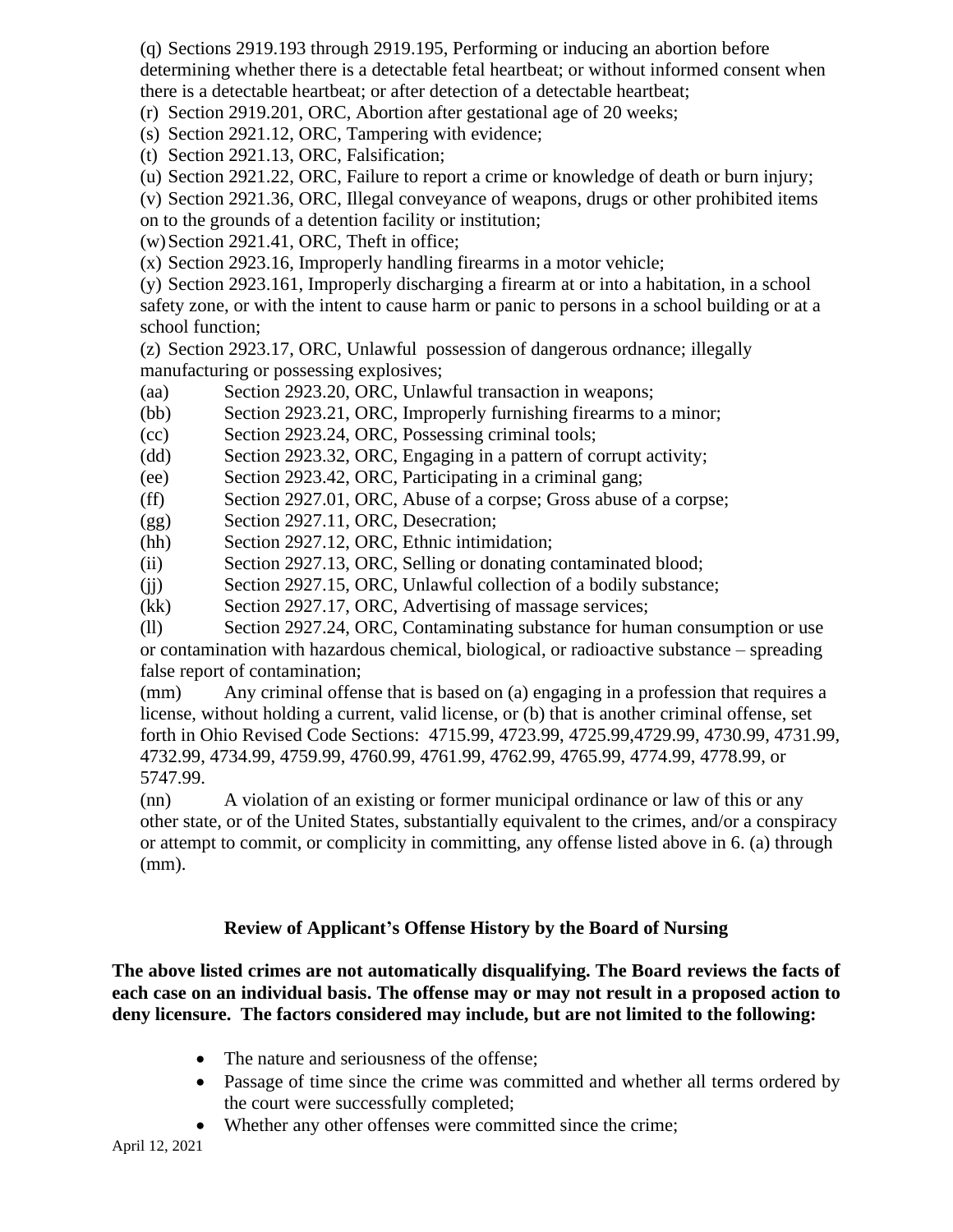(q) Sections 2919.193 through 2919.195, Performing or inducing an abortion before determining whether there is a detectable fetal heartbeat; or without informed consent when there is a detectable heartbeat; or after detection of a detectable heartbeat;

(r) Section 2919.201, ORC, Abortion after gestational age of 20 weeks;

(s) Section 2921.12, ORC, Tampering with evidence;

(t) Section 2921.13, ORC, Falsification;

(u) Section 2921.22, ORC, Failure to report a crime or knowledge of death or burn injury;

(v) Section 2921.36, ORC, Illegal conveyance of weapons, drugs or other prohibited items on to the grounds of a detention facility or institution;

(w) Section 2921.41, ORC, Theft in office;

(x) Section 2923.16, Improperly handling firearms in a motor vehicle;

(y) Section 2923.161, Improperly discharging a firearm at or into a habitation, in a school safety zone, or with the intent to cause harm or panic to persons in a school building or at a school function;

(z) Section 2923.17, ORC, Unlawful possession of dangerous ordnance; illegally manufacturing or possessing explosives;

(aa) Section 2923.20, ORC, Unlawful transaction in weapons;

(bb) Section 2923.21, ORC, Improperly furnishing firearms to a minor;

(cc) Section 2923.24, ORC, Possessing criminal tools;

(dd) Section 2923.32, ORC, Engaging in a pattern of corrupt activity;

(ee) Section 2923.42, ORC, Participating in a criminal gang;

(ff) Section 2927.01, ORC, Abuse of a corpse; Gross abuse of a corpse;

(gg) Section 2927.11, ORC, Desecration;

(hh) Section 2927.12, ORC, Ethnic intimidation;

(ii) Section 2927.13, ORC, Selling or donating contaminated blood;

(jj) Section 2927.15, ORC, Unlawful collection of a bodily substance;

(kk) Section 2927.17, ORC, Advertising of massage services;

(ll) Section 2927.24, ORC, Contaminating substance for human consumption or use or contamination with hazardous chemical, biological, or radioactive substance – spreading false report of contamination;

(mm) Any criminal offense that is based on (a) engaging in a profession that requires a license, without holding a current, valid license, or (b) that is another criminal offense, set forth in Ohio Revised Code Sections: 4715.99, 4723.99, 4725.99,4729.99, 4730.99, 4731.99, 4732.99, 4734.99, 4759.99, 4760.99, 4761.99, 4762.99, 4765.99, 4774.99, 4778.99, or 5747.99.

(nn) A violation of an existing or former municipal ordinance or law of this or any other state, or of the United States, substantially equivalent to the crimes, and/or a conspiracy or attempt to commit, or complicity in committing, any offense listed above in 6. (a) through (mm).

## Review of Applicant's Offense History by the Board of Nursing

**The above listed crimes are not automatically disqualifying. The Board reviews the facts of each case on an individual basis. The offense may or may not result in a proposed action to deny licensure. The factors considered may include, but are not limited to the following:**

- The nature and seriousness of the offense;
- Passage of time since the crime was committed and whether all terms ordered by the court were successfully completed;
- Whether any other offenses were committed since the crime;

April 12, 2021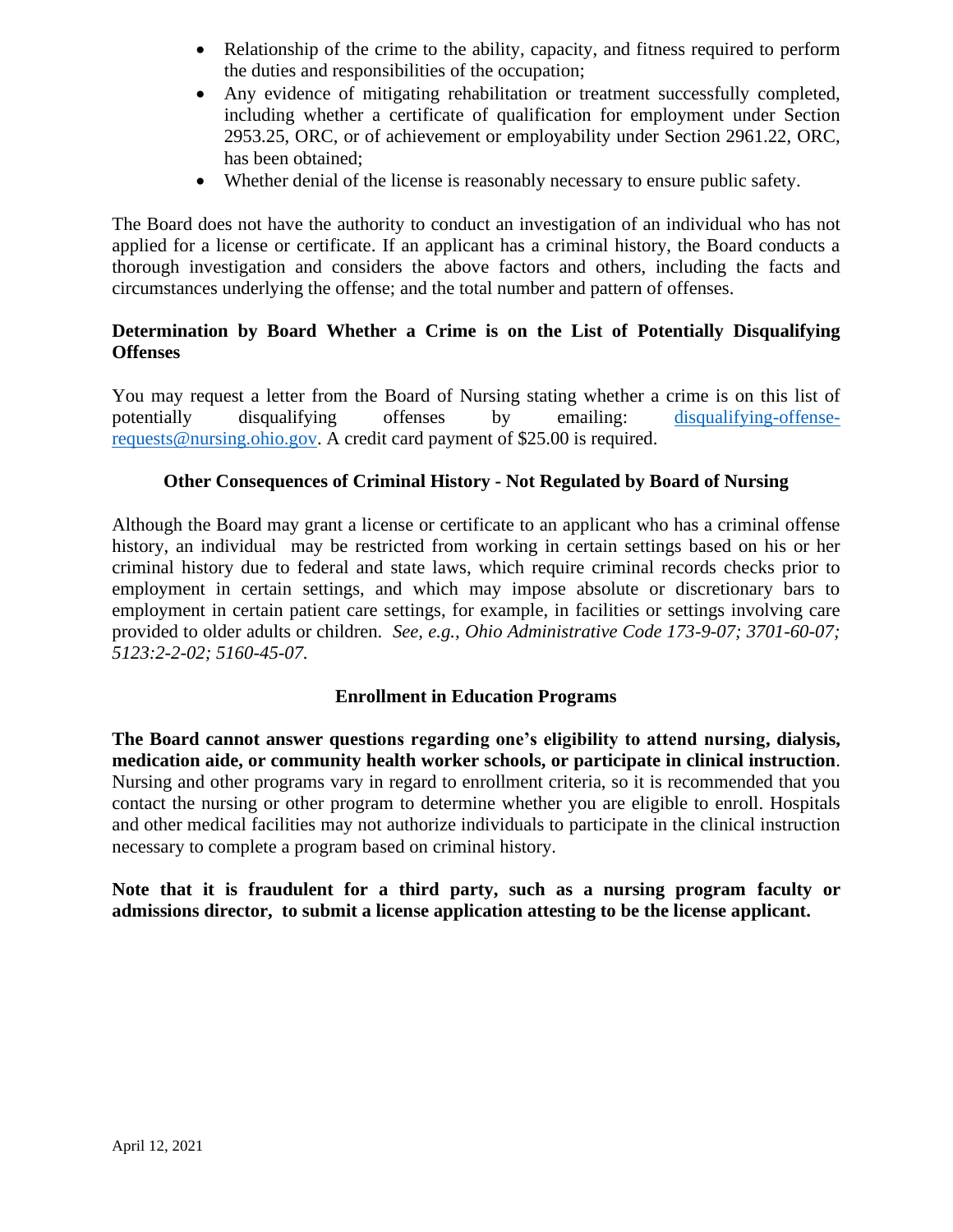- Relationship of the crime to the ability, capacity, and fitness required to perform the duties and responsibilities of the occupation;
- Any evidence of mitigating rehabilitation or treatment successfully completed, including whether a certificate of qualification for employment under Section 2953.25, ORC, or of achievement or employability under Section 2961.22, ORC, has been obtained;
- Whether denial of the license is reasonably necessary to ensure public safety.

The Board does not have the authority to conduct an investigation of an individual who has not applied for a license or certificate. If an applicant has a criminal history, the Board conducts a thorough investigation and considers the above factors and others, including the facts and circumstances underlying the offense; and the total number and pattern of offenses.

**Determination by Board Whether a Crime is on the List of Potentially Disqualifying Offenses**

You may request a letter from the Board of Nursing stating whether a crime is on this list of potentially disqualifying offenses by emailing: disqualifying-offense-requests@nursing.ohio.gov. A credit card payment of $25.00 is required.

**Other Consequences of Criminal History - Not Regulated by Board of Nursing**

Although the Board may grant a license or certificate to an applicant who has a criminal offense history, an individual may be restricted from working in certain settings based on his or her criminal history due to federal and state laws, which require criminal records checks prior to employment in certain settings, and which may impose absolute or discretionary bars to employment in certain patient care settings, for example, in facilities or settings involving care provided to older adults or children. *See, e.g., Ohio Administrative Code 173-9-07; 3701-60-07; 5123:2-2-02; 5160-45-07.*

**Enrollment in Education Programs**

**The Board cannot answer questions regarding one's eligibility to attend nursing, dialysis, medication aide, or community health worker schools, or participate in clinical instruction**. Nursing and other programs vary in regard to enrollment criteria, so it is recommended that you contact the nursing or other program to determine whether you are eligible to enroll. Hospitals and other medical facilities may not authorize individuals to participate in the clinical instruction necessary to complete a program based on criminal history.

**Note that it is fraudulent for a third party, such as a nursing program faculty or admissions director, to submit a license application attesting to be the license applicant.**

April 12, 2021